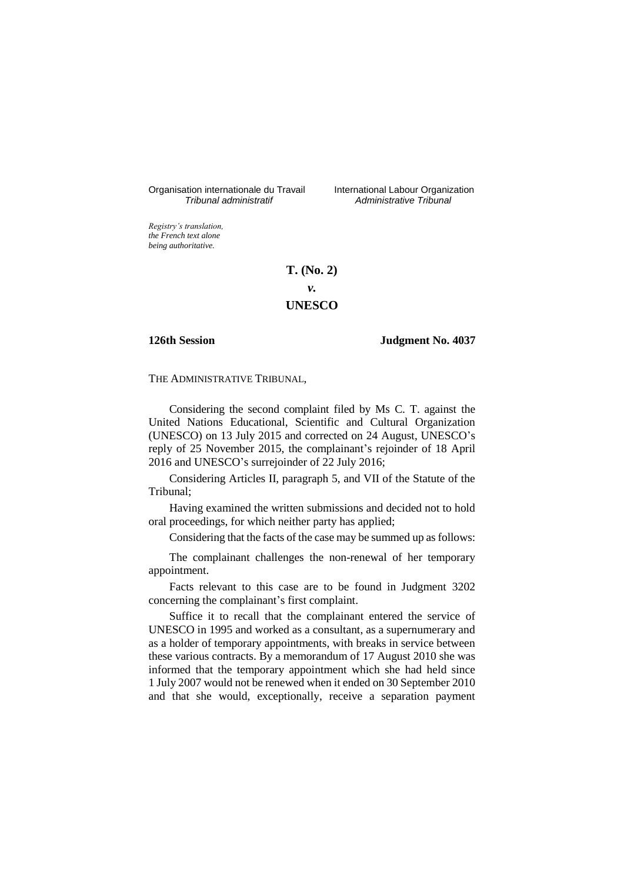Organisation internationale du Travail
*Tribunal administratif*

International Labour Organization
*Administrative Tribunal*

*Registry's translation, the French text alone being authoritative.*

**T. (No. 2)**

***v.***

**UNESCO**

**126th Session**

**Judgment No. 4037**

THE ADMINISTRATIVE TRIBUNAL,

Considering the second complaint filed by Ms C. T. against the United Nations Educational, Scientific and Cultural Organization (UNESCO) on 13 July 2015 and corrected on 24 August, UNESCO's reply of 25 November 2015, the complainant's rejoinder of 18 April 2016 and UNESCO's surrejoinder of 22 July 2016;

Considering Articles II, paragraph 5, and VII of the Statute of the Tribunal;

Having examined the written submissions and decided not to hold oral proceedings, for which neither party has applied;

Considering that the facts of the case may be summed up as follows:

The complainant challenges the non-renewal of her temporary appointment.

Facts relevant to this case are to be found in Judgment 3202 concerning the complainant's first complaint.

Suffice it to recall that the complainant entered the service of UNESCO in 1995 and worked as a consultant, as a supernumerary and as a holder of temporary appointments, with breaks in service between these various contracts. By a memorandum of 17 August 2010 she was informed that the temporary appointment which she had held since 1 July 2007 would not be renewed when it ended on 30 September 2010 and that she would, exceptionally, receive a separation payment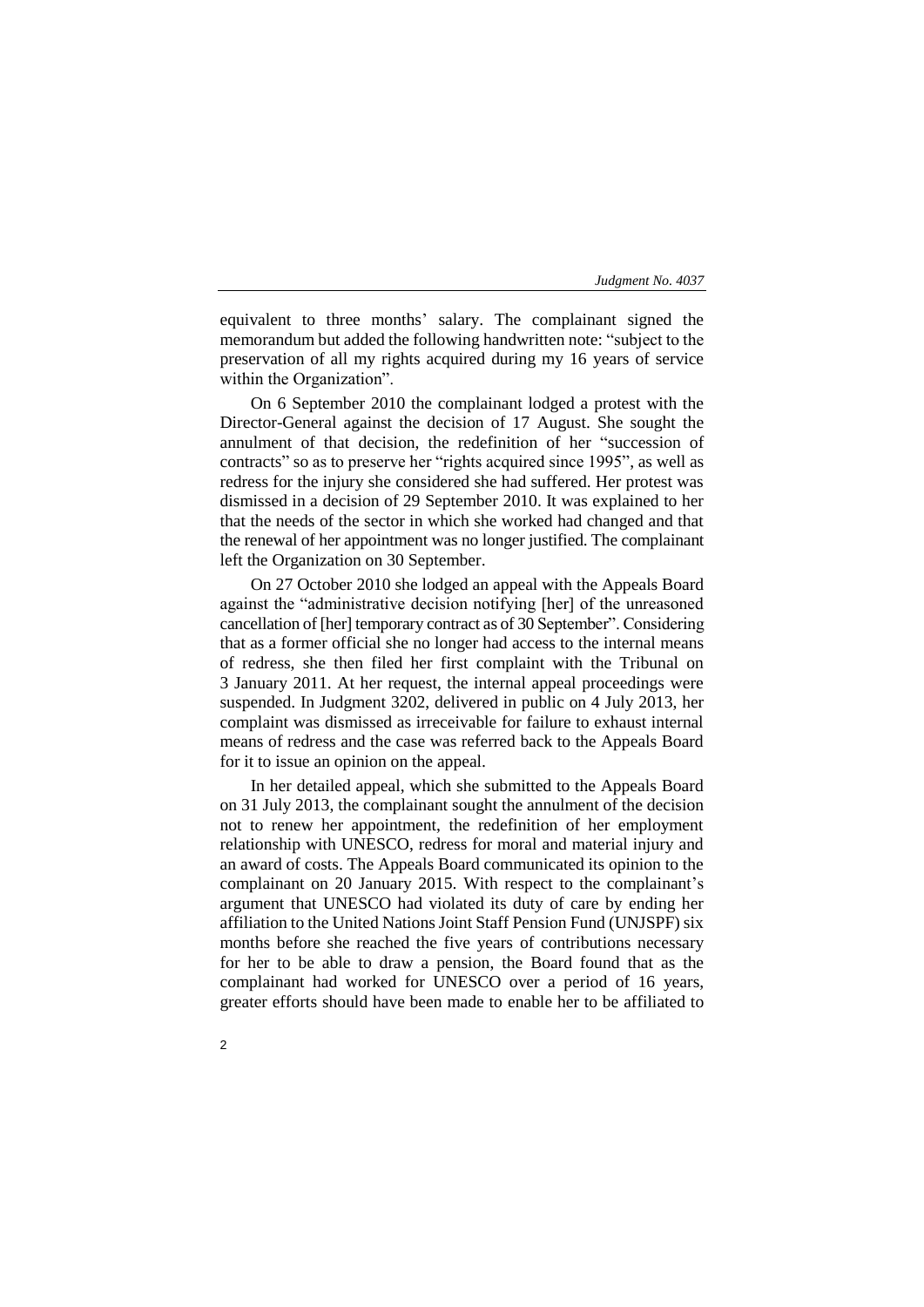equivalent to three months' salary. The complainant signed the memorandum but added the following handwritten note: "subject to the preservation of all my rights acquired during my 16 years of service within the Organization".

On 6 September 2010 the complainant lodged a protest with the Director-General against the decision of 17 August. She sought the annulment of that decision, the redefinition of her "succession of contracts" so as to preserve her "rights acquired since 1995", as well as redress for the injury she considered she had suffered. Her protest was dismissed in a decision of 29 September 2010. It was explained to her that the needs of the sector in which she worked had changed and that the renewal of her appointment was no longer justified. The complainant left the Organization on 30 September.

On 27 October 2010 she lodged an appeal with the Appeals Board against the "administrative decision notifying [her] of the unreasoned cancellation of [her] temporary contract as of 30 September". Considering that as a former official she no longer had access to the internal means of redress, she then filed her first complaint with the Tribunal on 3 January 2011. At her request, the internal appeal proceedings were suspended. In Judgment 3202, delivered in public on 4 July 2013, her complaint was dismissed as irreceivable for failure to exhaust internal means of redress and the case was referred back to the Appeals Board for it to issue an opinion on the appeal.

In her detailed appeal, which she submitted to the Appeals Board on 31 July 2013, the complainant sought the annulment of the decision not to renew her appointment, the redefinition of her employment relationship with UNESCO, redress for moral and material injury and an award of costs. The Appeals Board communicated its opinion to the complainant on 20 January 2015. With respect to the complainant's argument that UNESCO had violated its duty of care by ending her affiliation to the United Nations Joint Staff Pension Fund (UNJSPF) six months before she reached the five years of contributions necessary for her to be able to draw a pension, the Board found that as the complainant had worked for UNESCO over a period of 16 years, greater efforts should have been made to enable her to be affiliated to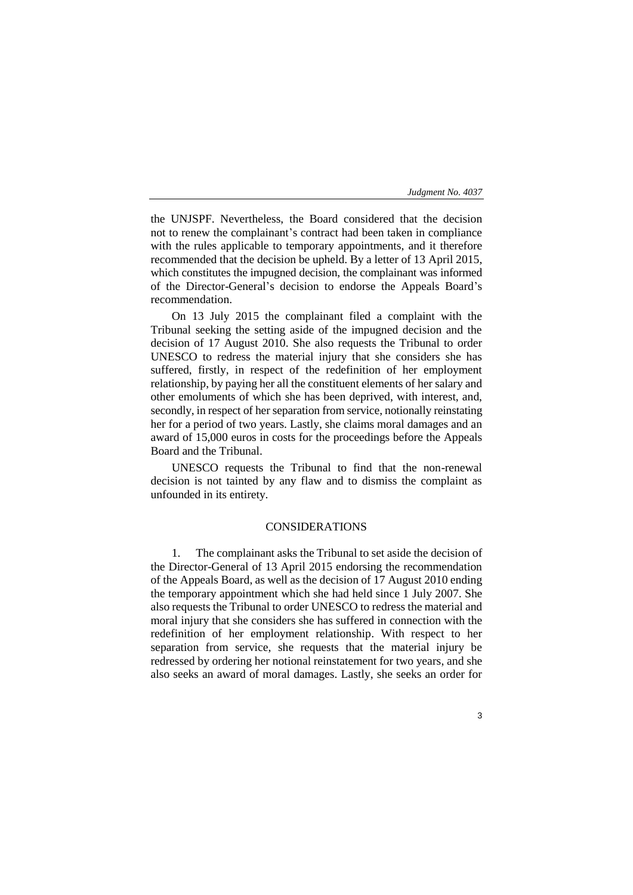the UNJSPF. Nevertheless, the Board considered that the decision not to renew the complainant's contract had been taken in compliance with the rules applicable to temporary appointments, and it therefore recommended that the decision be upheld. By a letter of 13 April 2015, which constitutes the impugned decision, the complainant was informed of the Director-General's decision to endorse the Appeals Board's recommendation.

On 13 July 2015 the complainant filed a complaint with the Tribunal seeking the setting aside of the impugned decision and the decision of 17 August 2010. She also requests the Tribunal to order UNESCO to redress the material injury that she considers she has suffered, firstly, in respect of the redefinition of her employment relationship, by paying her all the constituent elements of her salary and other emoluments of which she has been deprived, with interest, and, secondly, in respect of her separation from service, notionally reinstating her for a period of two years. Lastly, she claims moral damages and an award of 15,000 euros in costs for the proceedings before the Appeals Board and the Tribunal.

UNESCO requests the Tribunal to find that the non-renewal decision is not tainted by any flaw and to dismiss the complaint as unfounded in its entirety.

## CONSIDERATIONS

1. The complainant asks the Tribunal to set aside the decision of the Director-General of 13 April 2015 endorsing the recommendation of the Appeals Board, as well as the decision of 17 August 2010 ending the temporary appointment which she had held since 1 July 2007. She also requests the Tribunal to order UNESCO to redress the material and moral injury that she considers she has suffered in connection with the redefinition of her employment relationship. With respect to her separation from service, she requests that the material injury be redressed by ordering her notional reinstatement for two years, and she also seeks an award of moral damages. Lastly, she seeks an order for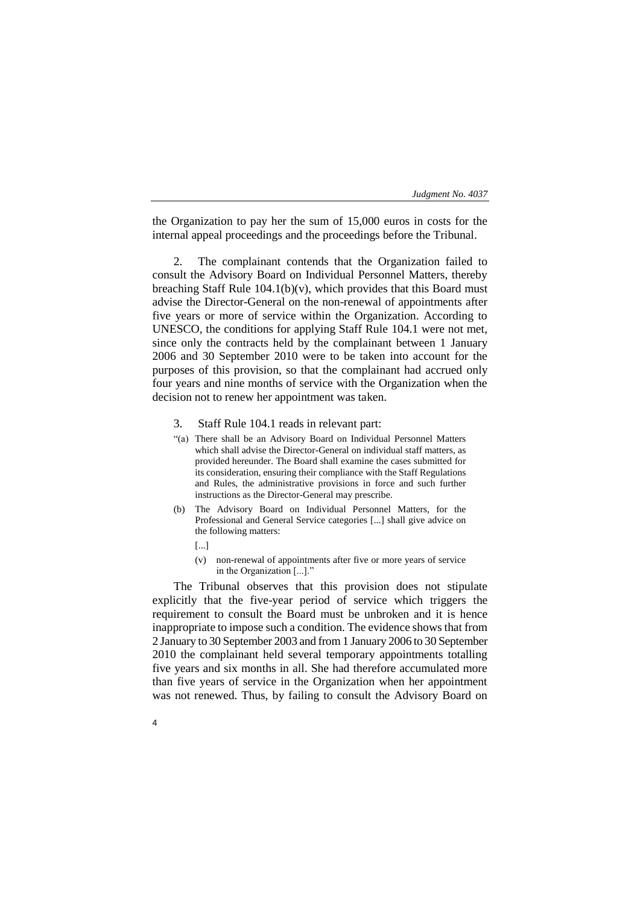the Organization to pay her the sum of 15,000 euros in costs for the internal appeal proceedings and the proceedings before the Tribunal.

2. The complainant contends that the Organization failed to consult the Advisory Board on Individual Personnel Matters, thereby breaching Staff Rule 104.1(b)(v), which provides that this Board must advise the Director-General on the non-renewal of appointments after five years or more of service within the Organization. According to UNESCO, the conditions for applying Staff Rule 104.1 were not met, since only the contracts held by the complainant between 1 January 2006 and 30 September 2010 were to be taken into account for the purposes of this provision, so that the complainant had accrued only four years and nine months of service with the Organization when the decision not to renew her appointment was taken.

3. Staff Rule 104.1 reads in relevant part:

> "(a) There shall be an Advisory Board on Individual Personnel Matters which shall advise the Director-General on individual staff matters, as provided hereunder. The Board shall examine the cases submitted for its consideration, ensuring their compliance with the Staff Regulations and Rules, the administrative provisions in force and such further instructions as the Director-General may prescribe.
>
> (b) The Advisory Board on Individual Personnel Matters, for the Professional and General Service categories [...] shall give advice on the following matters:
>
> [...]
>
> (v) non-renewal of appointments after five or more years of service in the Organization [...]."

The Tribunal observes that this provision does not stipulate explicitly that the five-year period of service which triggers the requirement to consult the Board must be unbroken and it is hence inappropriate to impose such a condition. The evidence shows that from 2 January to 30 September 2003 and from 1 January 2006 to 30 September 2010 the complainant held several temporary appointments totalling five years and six months in all. She had therefore accumulated more than five years of service in the Organization when her appointment was not renewed. Thus, by failing to consult the Advisory Board on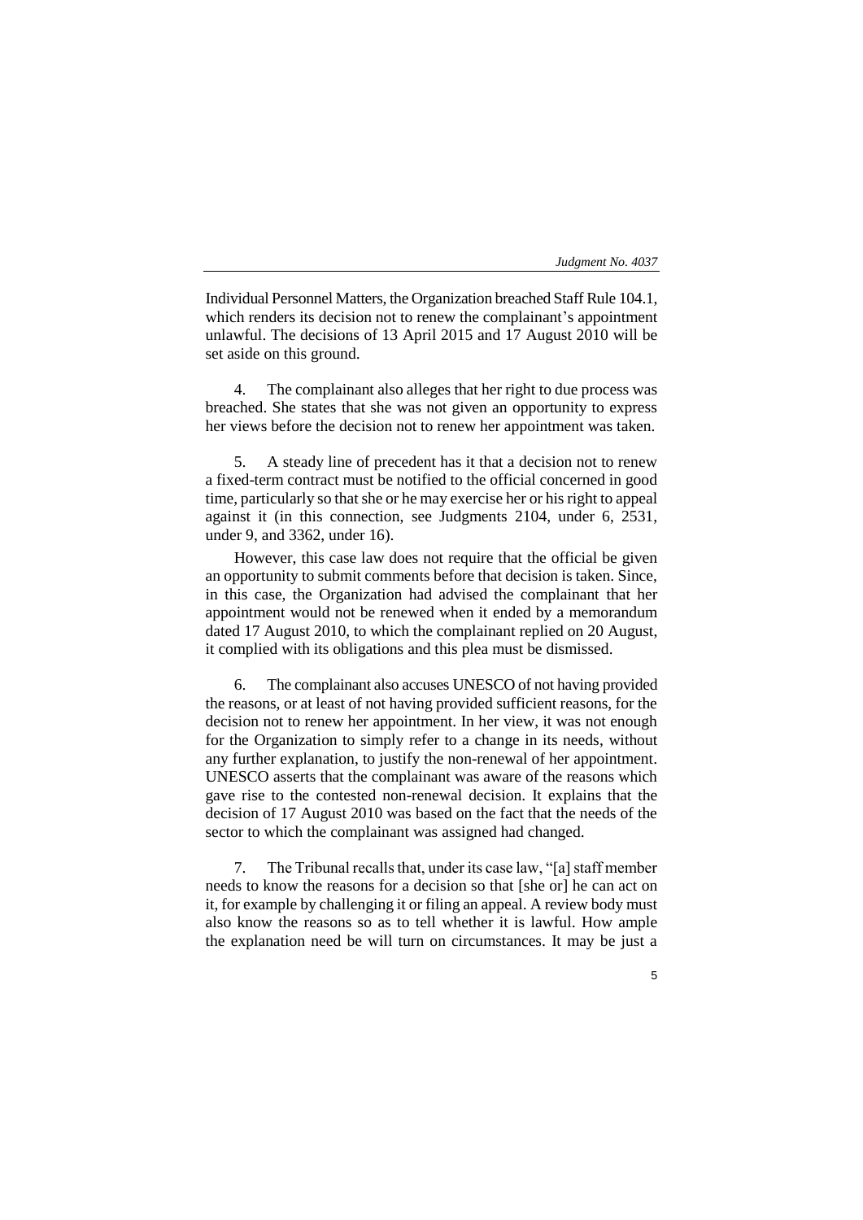Individual Personnel Matters, the Organization breached Staff Rule 104.1, which renders its decision not to renew the complainant's appointment unlawful. The decisions of 13 April 2015 and 17 August 2010 will be set aside on this ground.

4. The complainant also alleges that her right to due process was breached. She states that she was not given an opportunity to express her views before the decision not to renew her appointment was taken.

5. A steady line of precedent has it that a decision not to renew a fixed-term contract must be notified to the official concerned in good time, particularly so that she or he may exercise her or his right to appeal against it (in this connection, see Judgments 2104, under 6, 2531, under 9, and 3362, under 16).

However, this case law does not require that the official be given an opportunity to submit comments before that decision is taken. Since, in this case, the Organization had advised the complainant that her appointment would not be renewed when it ended by a memorandum dated 17 August 2010, to which the complainant replied on 20 August, it complied with its obligations and this plea must be dismissed.

6. The complainant also accuses UNESCO of not having provided the reasons, or at least of not having provided sufficient reasons, for the decision not to renew her appointment. In her view, it was not enough for the Organization to simply refer to a change in its needs, without any further explanation, to justify the non-renewal of her appointment. UNESCO asserts that the complainant was aware of the reasons which gave rise to the contested non-renewal decision. It explains that the decision of 17 August 2010 was based on the fact that the needs of the sector to which the complainant was assigned had changed.

7. The Tribunal recalls that, under its case law, "[a] staff member needs to know the reasons for a decision so that [she or] he can act on it, for example by challenging it or filing an appeal. A review body must also know the reasons so as to tell whether it is lawful. How ample the explanation need be will turn on circumstances. It may be just a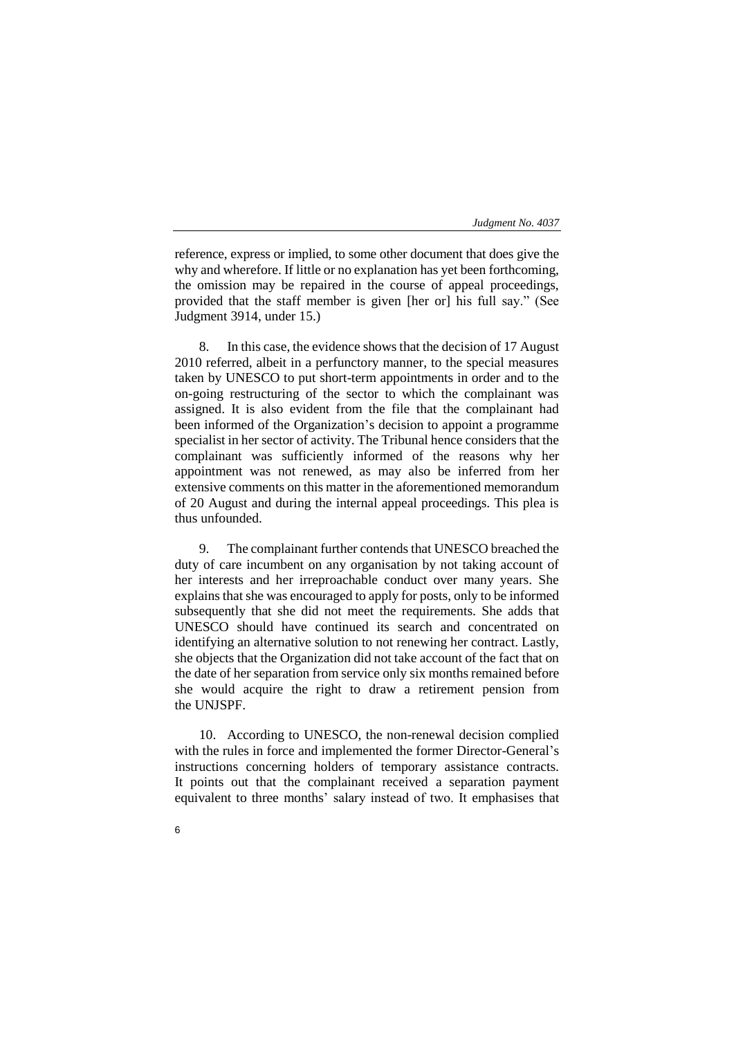reference, express or implied, to some other document that does give the why and wherefore. If little or no explanation has yet been forthcoming, the omission may be repaired in the course of appeal proceedings, provided that the staff member is given [her or] his full say." (See Judgment 3914, under 15.)

8. In this case, the evidence shows that the decision of 17 August 2010 referred, albeit in a perfunctory manner, to the special measures taken by UNESCO to put short-term appointments in order and to the on-going restructuring of the sector to which the complainant was assigned. It is also evident from the file that the complainant had been informed of the Organization's decision to appoint a programme specialist in her sector of activity. The Tribunal hence considers that the complainant was sufficiently informed of the reasons why her appointment was not renewed, as may also be inferred from her extensive comments on this matter in the aforementioned memorandum of 20 August and during the internal appeal proceedings. This plea is thus unfounded.

9. The complainant further contends that UNESCO breached the duty of care incumbent on any organisation by not taking account of her interests and her irreproachable conduct over many years. She explains that she was encouraged to apply for posts, only to be informed subsequently that she did not meet the requirements. She adds that UNESCO should have continued its search and concentrated on identifying an alternative solution to not renewing her contract. Lastly, she objects that the Organization did not take account of the fact that on the date of her separation from service only six months remained before she would acquire the right to draw a retirement pension from the UNJSPF.

10. According to UNESCO, the non-renewal decision complied with the rules in force and implemented the former Director-General's instructions concerning holders of temporary assistance contracts. It points out that the complainant received a separation payment equivalent to three months' salary instead of two. It emphasises that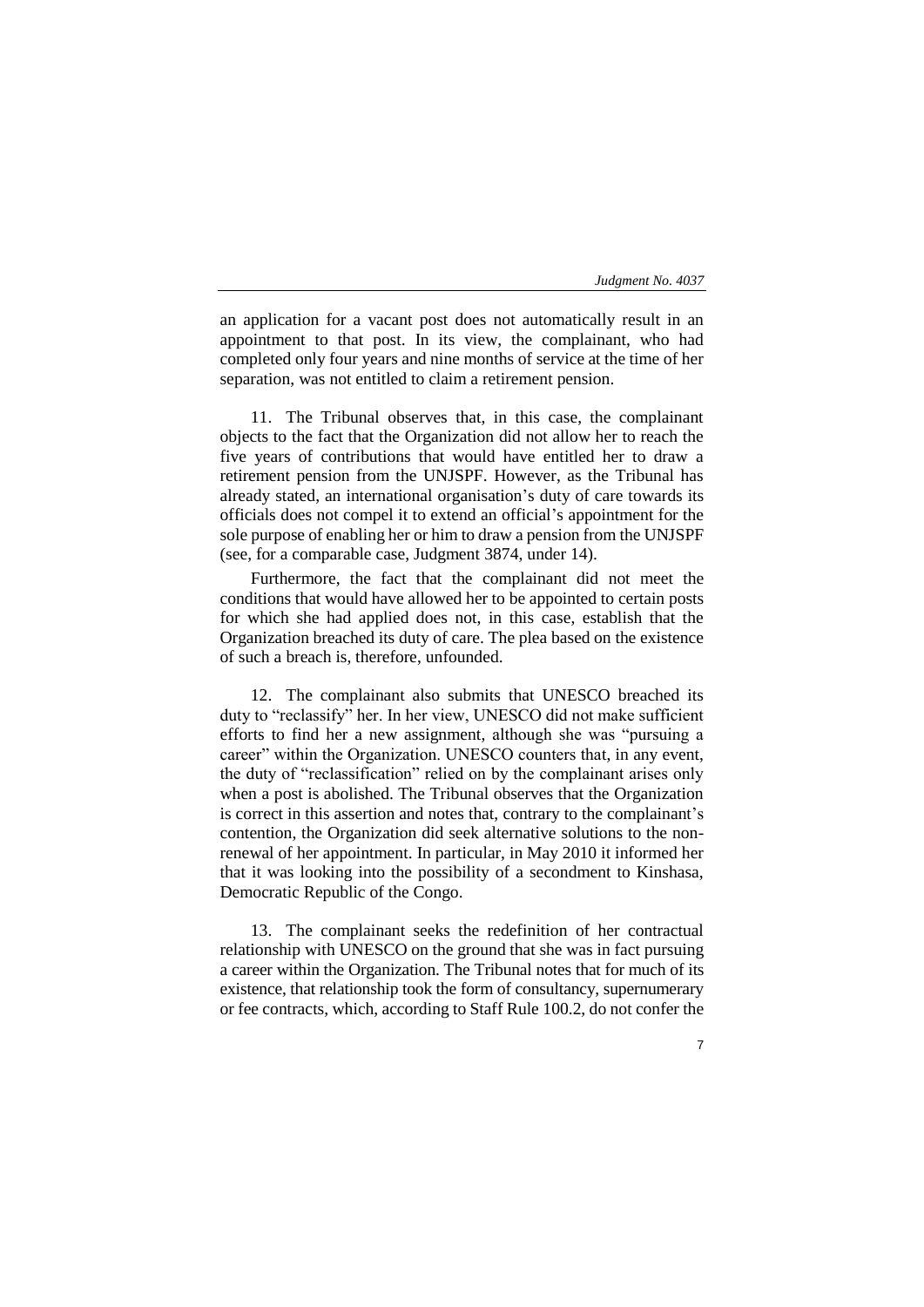an application for a vacant post does not automatically result in an appointment to that post. In its view, the complainant, who had completed only four years and nine months of service at the time of her separation, was not entitled to claim a retirement pension.

11. The Tribunal observes that, in this case, the complainant objects to the fact that the Organization did not allow her to reach the five years of contributions that would have entitled her to draw a retirement pension from the UNJSPF. However, as the Tribunal has already stated, an international organisation's duty of care towards its officials does not compel it to extend an official's appointment for the sole purpose of enabling her or him to draw a pension from the UNJSPF (see, for a comparable case, Judgment 3874, under 14).

Furthermore, the fact that the complainant did not meet the conditions that would have allowed her to be appointed to certain posts for which she had applied does not, in this case, establish that the Organization breached its duty of care. The plea based on the existence of such a breach is, therefore, unfounded.

12. The complainant also submits that UNESCO breached its duty to "reclassify" her. In her view, UNESCO did not make sufficient efforts to find her a new assignment, although she was "pursuing a career" within the Organization. UNESCO counters that, in any event, the duty of "reclassification" relied on by the complainant arises only when a post is abolished. The Tribunal observes that the Organization is correct in this assertion and notes that, contrary to the complainant's contention, the Organization did seek alternative solutions to the non-renewal of her appointment. In particular, in May 2010 it informed her that it was looking into the possibility of a secondment to Kinshasa, Democratic Republic of the Congo.

13. The complainant seeks the redefinition of her contractual relationship with UNESCO on the ground that she was in fact pursuing a career within the Organization. The Tribunal notes that for much of its existence, that relationship took the form of consultancy, supernumerary or fee contracts, which, according to Staff Rule 100.2, do not confer the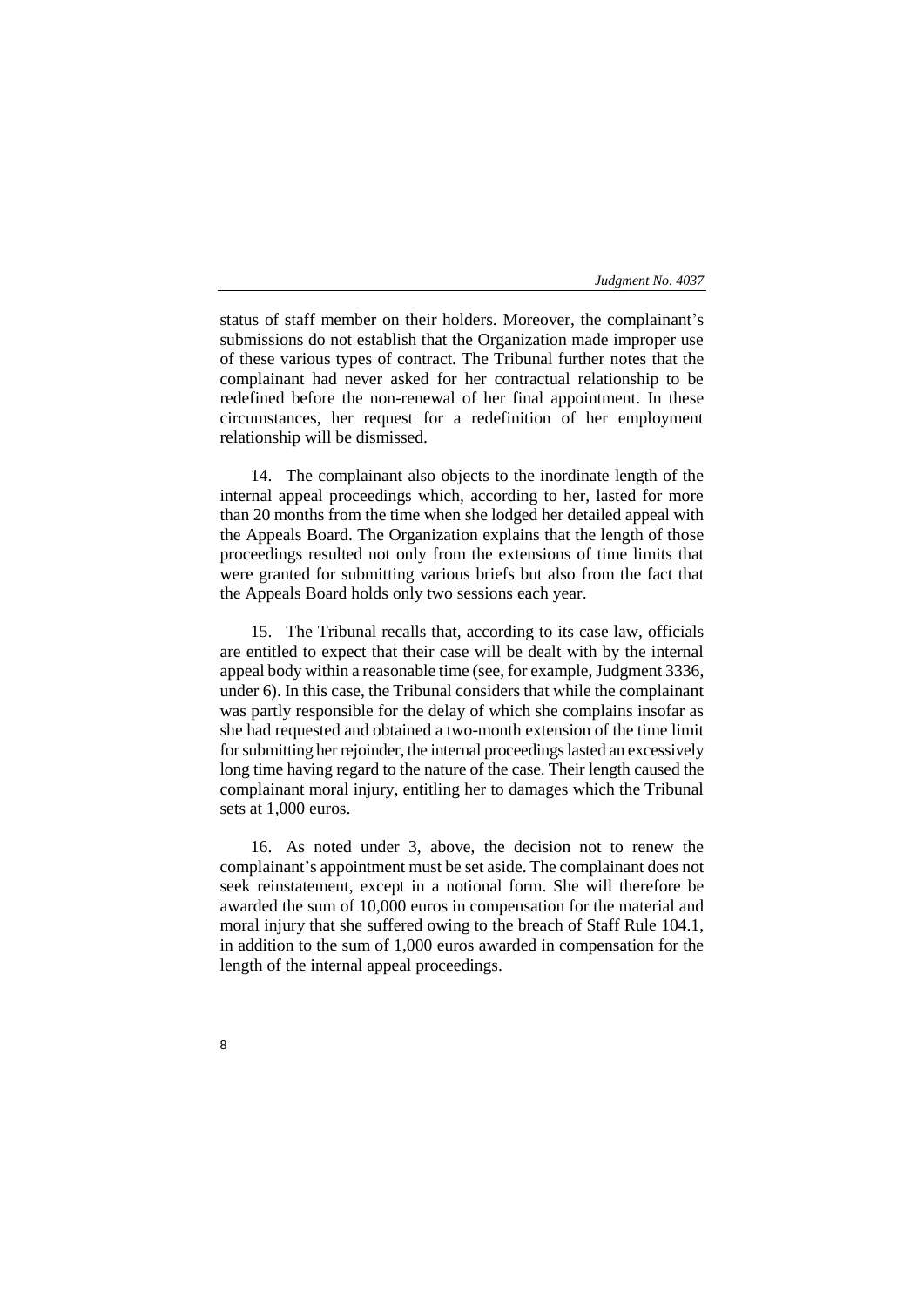status of staff member on their holders. Moreover, the complainant's submissions do not establish that the Organization made improper use of these various types of contract. The Tribunal further notes that the complainant had never asked for her contractual relationship to be redefined before the non-renewal of her final appointment. In these circumstances, her request for a redefinition of her employment relationship will be dismissed.

14. The complainant also objects to the inordinate length of the internal appeal proceedings which, according to her, lasted for more than 20 months from the time when she lodged her detailed appeal with the Appeals Board. The Organization explains that the length of those proceedings resulted not only from the extensions of time limits that were granted for submitting various briefs but also from the fact that the Appeals Board holds only two sessions each year.

15. The Tribunal recalls that, according to its case law, officials are entitled to expect that their case will be dealt with by the internal appeal body within a reasonable time (see, for example, Judgment 3336, under 6). In this case, the Tribunal considers that while the complainant was partly responsible for the delay of which she complains insofar as she had requested and obtained a two-month extension of the time limit for submitting her rejoinder, the internal proceedings lasted an excessively long time having regard to the nature of the case. Their length caused the complainant moral injury, entitling her to damages which the Tribunal sets at 1,000 euros.

16. As noted under 3, above, the decision not to renew the complainant's appointment must be set aside. The complainant does not seek reinstatement, except in a notional form. She will therefore be awarded the sum of 10,000 euros in compensation for the material and moral injury that she suffered owing to the breach of Staff Rule 104.1, in addition to the sum of 1,000 euros awarded in compensation for the length of the internal appeal proceedings.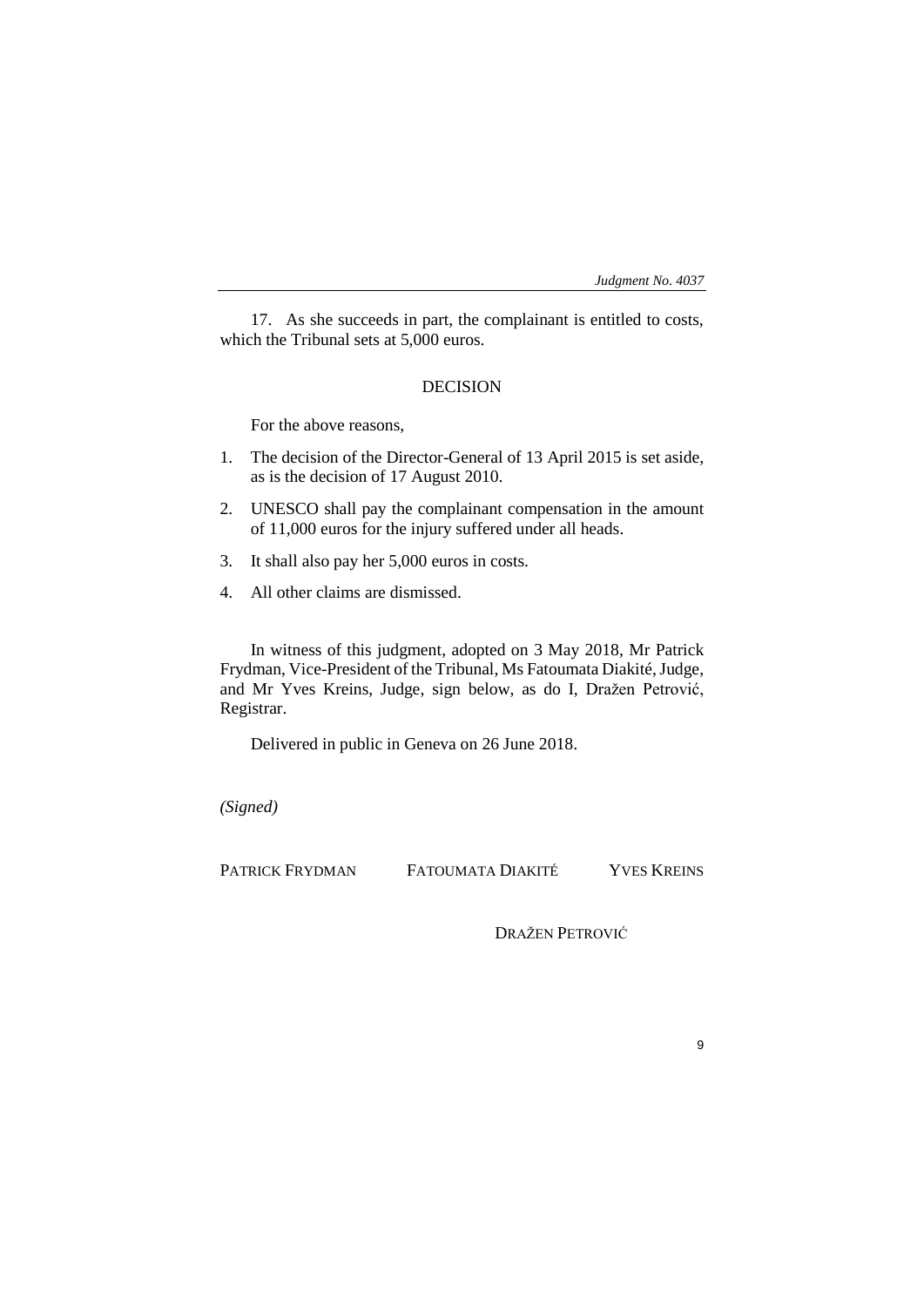17. As she succeeds in part, the complainant is entitled to costs, which the Tribunal sets at 5,000 euros.

## DECISION

For the above reasons,

1. The decision of the Director-General of 13 April 2015 is set aside, as is the decision of 17 August 2010.
2. UNESCO shall pay the complainant compensation in the amount of 11,000 euros for the injury suffered under all heads.
3. It shall also pay her 5,000 euros in costs.
4. All other claims are dismissed.

In witness of this judgment, adopted on 3 May 2018, Mr Patrick Frydman, Vice-President of the Tribunal, Ms Fatoumata Diakité, Judge, and Mr Yves Kreins, Judge, sign below, as do I, Dražen Petrović, Registrar.

Delivered in public in Geneva on 26 June 2018.

*(Signed)*

PATRICK FRYDMAN FATOUMATA DIAKITÉ YVES KREINS

DRAŽEN PETROVIĆ